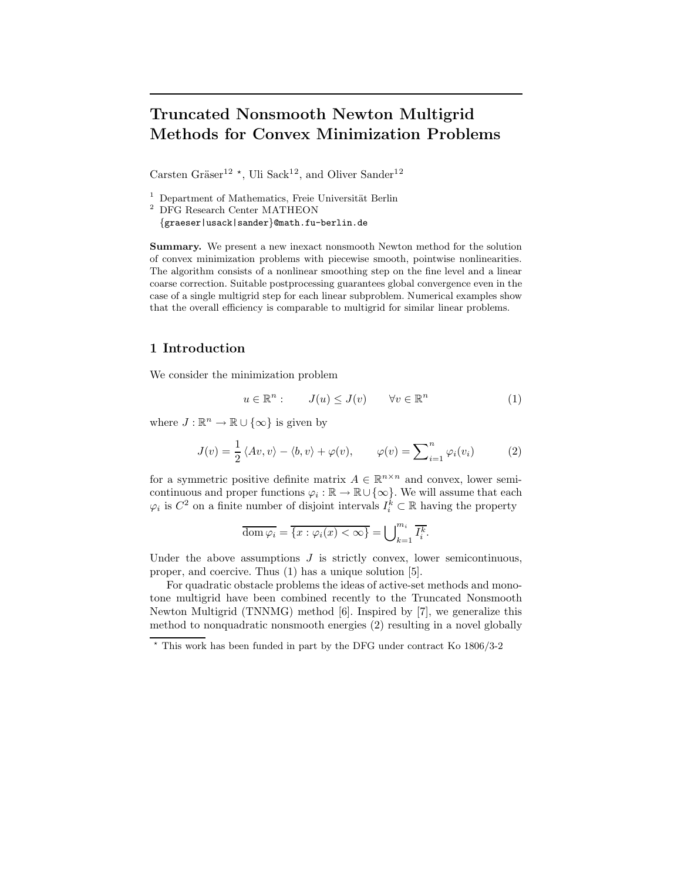# Truncated Nonsmooth Newton Multigrid Methods for Convex Minimization Problems

Carsten Gräser[12] *, Uli Sack[12], and Oliver Sander[12]

[1] Department of Mathematics, Freie Universität Berlin
[2] DFG Research Center MATHEON
{graeser|usack|sander}@math.fu-berlin.de

**Summary.** We present a new inexact nonsmooth Newton method for the solution of convex minimization problems with piecewise smooth, pointwise nonlinearities. The algorithm consists of a nonlinear smoothing step on the fine level and a linear coarse correction. Suitable postprocessing guarantees global convergence even in the case of a single multigrid step for each linear subproblem. Numerical examples show that the overall efficiency is comparable to multigrid for similar linear problems.

## 1 Introduction

We consider the minimization problem

$$u \in \mathbb{R}^n : \qquad J(u) \leq J(v) \qquad \forall v \in \mathbb{R}^n \tag{1}$$

where $J : \mathbb{R}^n \to \mathbb{R} \cup \{\infty\}$ is given by

$$J(v) = \frac{1}{2} \langle Av, v \rangle - \langle b, v \rangle + \varphi(v), \qquad \varphi(v) = \sum\nolimits_{i=1}^{n} \varphi_i(v_i) \tag{2}$$

for a symmetric positive definite matrix $A \in \mathbb{R}^{n \times n}$ and convex, lower semicontinuous and proper functions $\varphi_i : \mathbb{R} \to \mathbb{R} \cup \{\infty\}$. We will assume that each $\varphi_i$ is $C^2$ on a finite number of disjoint intervals $I_i^k \subset \mathbb{R}$ having the property

$$\overline{\operatorname{dom} \varphi_i} = \overline{\{x : \varphi_i(x) < \infty\}} = \bigcup\nolimits_{k=1}^{m_i} \overline{I_i^k}.$$

Under the above assumptions $J$ is strictly convex, lower semicontinuous, proper, and coercive. Thus (1) has a unique solution [5].

For quadratic obstacle problems the ideas of active-set methods and monotone multigrid have been combined recently to the Truncated Nonsmooth Newton Multigrid (TNNMG) method [6]. Inspired by [7], we generalize this method to nonquadratic nonsmooth energies (2) resulting in a novel globally

* This work has been funded in part by the DFG under contract Ko 1806/3-2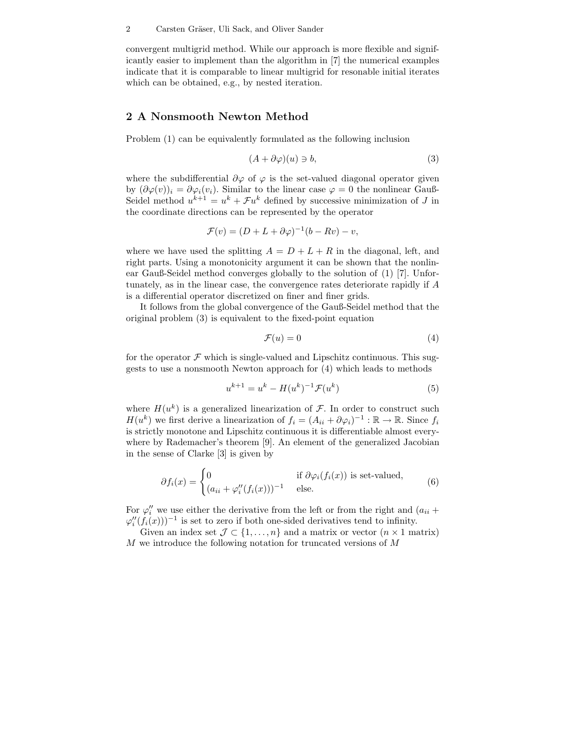convergent multigrid method. While our approach is more flexible and significantly easier to implement than the algorithm in [7] the numerical examples indicate that it is comparable to linear multigrid for resonable initial iterates which can be obtained, e.g., by nested iteration.

## 2 A Nonsmooth Newton Method

Problem (1) can be equivalently formulated as the following inclusion

$$(A + \partial\varphi)(u) \ni b, \tag{3}$$

where the subdifferential $\partial\varphi$ of $\varphi$ is the set-valued diagonal operator given by $(\partial\varphi(v))_i = \partial\varphi_i(v_i)$. Similar to the linear case $\varphi = 0$ the nonlinear Gauß-Seidel method $u^{k+1} = u^k + \mathcal{F}u^k$ defined by successive minimization of $J$ in the coordinate directions can be represented by the operator

$$\mathcal{F}(v) = (D + L + \partial\varphi)^{-1}(b - Rv) - v,$$

where we have used the splitting $A = D + L + R$ in the diagonal, left, and right parts. Using a monotonicity argument it can be shown that the nonlinear Gauß-Seidel method converges globally to the solution of (1) [7]. Unfortunately, as in the linear case, the convergence rates deteriorate rapidly if $A$ is a differential operator discretized on finer and finer grids.

It follows from the global convergence of the Gauß-Seidel method that the original problem (3) is equivalent to the fixed-point equation

$$\mathcal{F}(u) = 0 \tag{4}$$

for the operator $\mathcal{F}$ which is single-valued and Lipschitz continuous. This suggests to use a nonsmooth Newton approach for (4) which leads to methods

$$u^{k+1} = u^k - H(u^k)^{-1}\mathcal{F}(u^k) \tag{5}$$

where $H(u^k)$ is a generalized linearization of $\mathcal{F}$. In order to construct such $H(u^k)$ we first derive a linearization of $f_i = (A_{ii} + \partial\varphi_i)^{-1} : \mathbb{R} \to \mathbb{R}$. Since $f_i$ is strictly monotone and Lipschitz continuous it is differentiable almost everywhere by Rademacher's theorem [9]. An element of the generalized Jacobian in the sense of Clarke [3] is given by

$$\partial f_i(x) = \begin{cases} 0 & \text{if } \partial\varphi_i(f_i(x)) \text{ is set-valued,} \\ (a_{ii} + \varphi_i''(f_i(x)))^{-1} & \text{else.} \end{cases} \tag{6}$$

For $\varphi_i''$ we use either the derivative from the left or from the right and $(a_{ii} + \varphi_i''(f_i(x)))^{-1}$ is set to zero if both one-sided derivatives tend to infinity.

Given an index set $\mathcal{J} \subset \{1, \dots, n\}$ and a matrix or vector ($n \times 1$ matrix) $M$ we introduce the following notation for truncated versions of $M$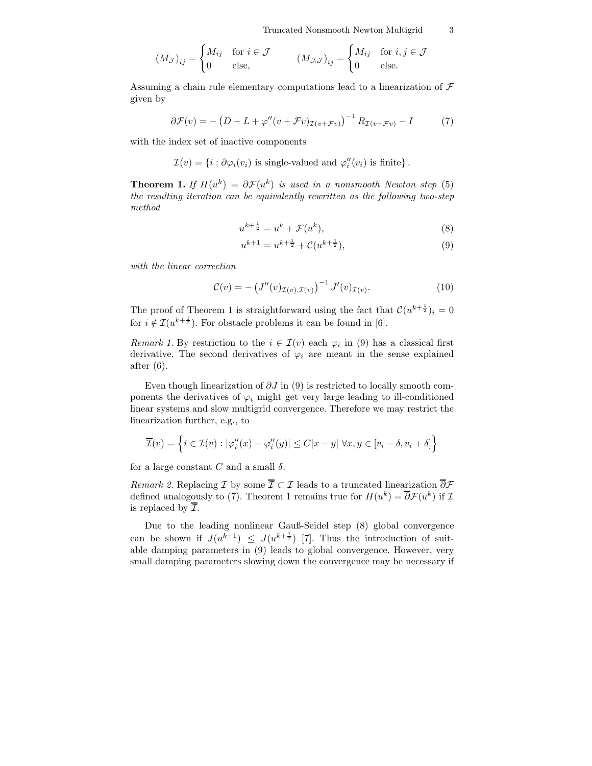$$
(M_{\mathcal{J}})_{ij} = \begin{cases} M_{ij} & \text{for } i \in \mathcal{J} \\ 0 & \text{else,} \end{cases} \qquad (M_{\mathcal{J},\mathcal{J}})_{ij} = \begin{cases} M_{ij} & \text{for } i, j \in \mathcal{J} \\ 0 & \text{else.} \end{cases}
$$

Assuming a chain rule elementary computations lead to a linearization of $\mathcal{F}$ given by

$$
\partial \mathcal{F}(v) = -\left(D + L + \varphi''(v + \mathcal{F}v)_{\mathcal{I}(v+\mathcal{F}v)}\right)^{-1} R_{\mathcal{I}(v+\mathcal{F}v)} - I \tag{7}
$$

with the index set of inactive components

$$
\mathcal{I}(v) = \{i : \partial\varphi_i(v_i) \text{ is single-valued and } \varphi_i''(v_i) \text{ is finite}\}.
$$

**Theorem 1.** *If $H(u^k) = \partial\mathcal{F}(u^k)$ is used in a nonsmooth Newton step (5) the resulting iteration can be equivalently rewritten as the following two-step method*

$$
u^{k+\frac{1}{2}} = u^k + \mathcal{F}(u^k), \tag{8}
$$

$$
u^{k+1} = u^{k+\frac{1}{2}} + \mathcal{C}(u^{k+\frac{1}{2}}), \tag{9}
$$

*with the linear correction*

$$
\mathcal{C}(v) = -\left(J''(v)_{\mathcal{I}(v),\mathcal{I}(v)}\right)^{-1} J'(v)_{\mathcal{I}(v)}. \tag{10}
$$

The proof of Theorem 1 is straightforward using the fact that $\mathcal{C}(u^{k+\frac{1}{2}})_i = 0$ for $i \notin \mathcal{I}(u^{k+\frac{1}{2}})$. For obstacle problems it can be found in [6].

*Remark 1.* By restriction to the $i \in \mathcal{I}(v)$ each $\varphi_i$ in (9) has a classical first derivative. The second derivatives of $\varphi_i$ are meant in the sense explained after (6).

Even though linearization of $\partial J$ in (9) is restricted to locally smooth components the derivatives of $\varphi_i$ might get very large leading to ill-conditioned linear systems and slow multigrid convergence. Therefore we may restrict the linearization further, e.g., to

$$
\overline{\mathcal{I}}(v) = \left\{ i \in \mathcal{I}(v) : |\varphi_i''(x) - \varphi_i''(y)| \leq C|x - y| \ \forall x, y \in [v_i - \delta, v_i + \delta] \right\}
$$

for a large constant $C$ and a small $\delta$.

*Remark 2.* Replacing $\mathcal{I}$ by some $\overline{\mathcal{I}} \subset \mathcal{I}$ leads to a truncated linearization $\overline{\partial}\mathcal{F}$ defined analogously to (7). Theorem 1 remains true for $H(u^k) = \overline{\partial}\mathcal{F}(u^k)$ if $\mathcal{I}$ is replaced by $\overline{\mathcal{I}}$.

Due to the leading nonlinear Gauß-Seidel step (8) global convergence can be shown if $J(u^{k+1}) \leq J(u^{k+\frac{1}{2}})$ [7]. Thus the introduction of suitable damping parameters in (9) leads to global convergence. However, very small damping parameters slowing down the convergence may be necessary if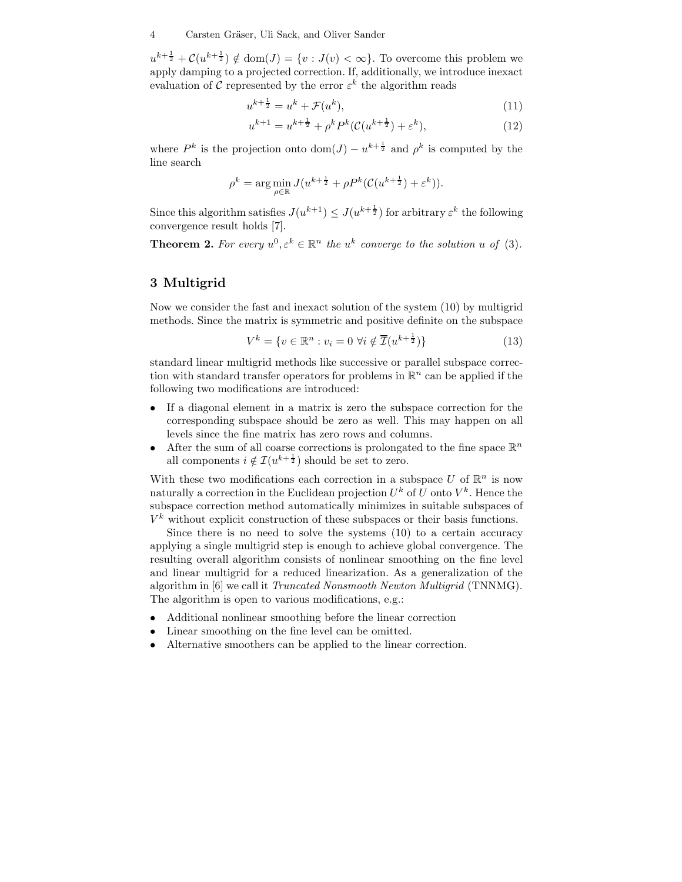$u^{k+\frac{1}{2}} + \mathcal{C}(u^{k+\frac{1}{2}}) \notin \operatorname{dom}(J) = \{v : J(v) < \infty\}$. To overcome this problem we apply damping to a projected correction. If, additionally, we introduce inexact evaluation of $\mathcal{C}$ represented by the error $\varepsilon^k$ the algorithm reads

$$u^{k+\frac{1}{2}} = u^k + \mathcal{F}(u^k), \tag{11}$$

$$u^{k+1} = u^{k+\frac{1}{2}} + \rho^k P^k(\mathcal{C}(u^{k+\frac{1}{2}}) + \varepsilon^k), \tag{12}$$

where $P^k$ is the projection onto $\operatorname{dom}(J) - u^{k+\frac{1}{2}}$ and $\rho^k$ is computed by the line search

$$\rho^k = \arg\min_{\rho \in \mathbb{R}} J(u^{k+\frac{1}{2}} + \rho P^k(\mathcal{C}(u^{k+\frac{1}{2}}) + \varepsilon^k)).$$

Since this algorithm satisfies $J(u^{k+1}) \leq J(u^{k+\frac{1}{2}})$ for arbitrary $\varepsilon^k$ the following convergence result holds [7].

**Theorem 2.** *For every $u^0, \varepsilon^k \in \mathbb{R}^n$ the $u^k$ converge to the solution $u$ of (3).*

## 3 Multigrid

Now we consider the fast and inexact solution of the system (10) by multigrid methods. Since the matrix is symmetric and positive definite on the subspace

$$V^k = \{v \in \mathbb{R}^n : v_i = 0 \ \forall i \notin \overline{\mathcal{I}}(u^{k+\frac{1}{2}})\} \tag{13}$$

standard linear multigrid methods like successive or parallel subspace correction with standard transfer operators for problems in $\mathbb{R}^n$ can be applied if the following two modifications are introduced:

- If a diagonal element in a matrix is zero the subspace correction for the corresponding subspace should be zero as well. This may happen on all levels since the fine matrix has zero rows and columns.
- After the sum of all coarse corrections is prolongated to the fine space $\mathbb{R}^n$ all components $i \notin \mathcal{I}(u^{k+\frac{1}{2}})$ should be set to zero.

With these two modifications each correction in a subspace $U$ of $\mathbb{R}^n$ is now naturally a correction in the Euclidean projection $U^k$ of $U$ onto $V^k$. Hence the subspace correction method automatically minimizes in suitable subspaces of $V^k$ without explicit construction of these subspaces or their basis functions.

Since there is no need to solve the systems (10) to a certain accuracy applying a single multigrid step is enough to achieve global convergence. The resulting overall algorithm consists of nonlinear smoothing on the fine level and linear multigrid for a reduced linearization. As a generalization of the algorithm in [6] we call it *Truncated Nonsmooth Newton Multigrid* (TNNMG). The algorithm is open to various modifications, e.g.:

- Additional nonlinear smoothing before the linear correction
- Linear smoothing on the fine level can be omitted.
- Alternative smoothers can be applied to the linear correction.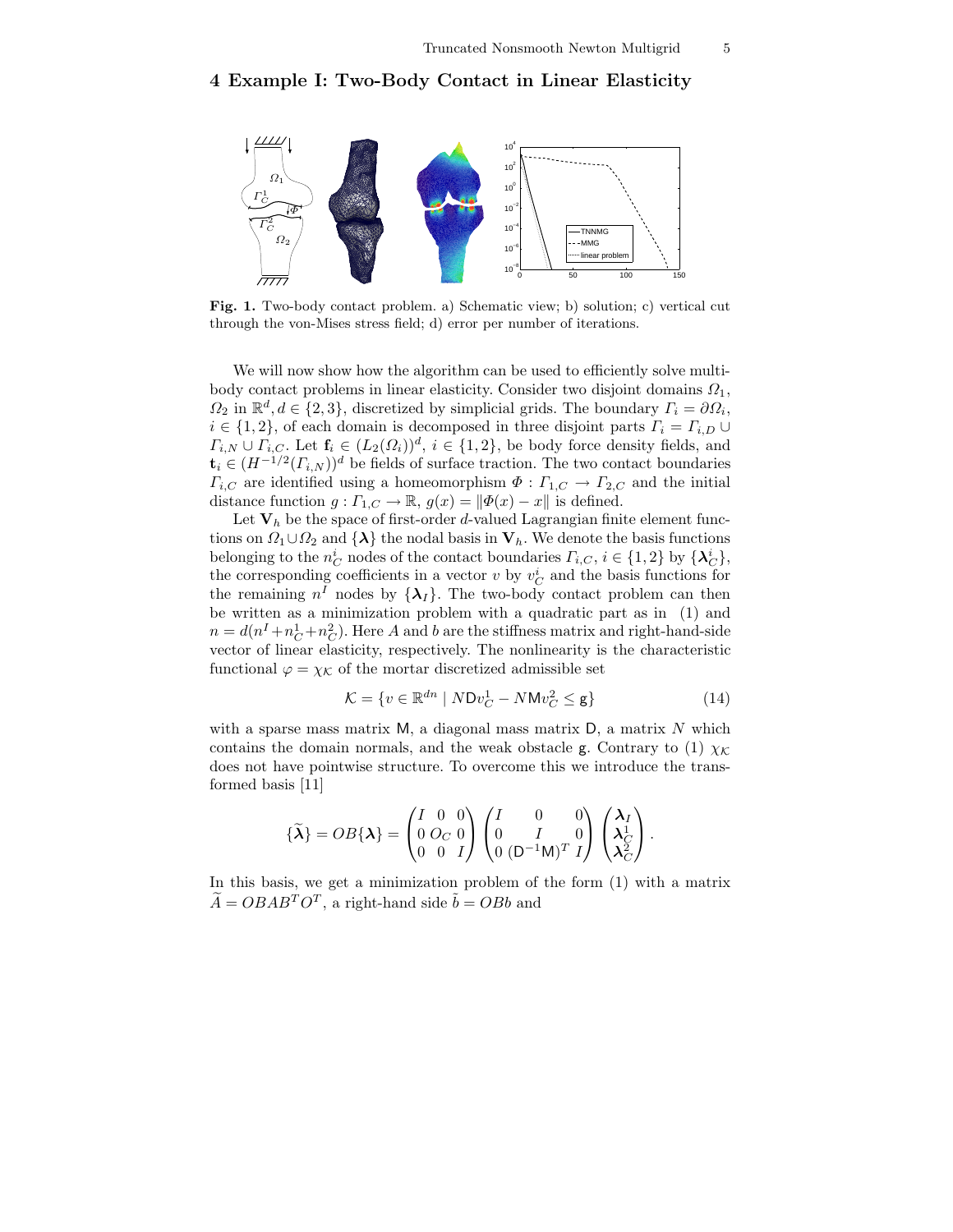## 4 Example I: Two-Body Contact in Linear Elasticity

**Fig. 1.** Two-body contact problem. a) Schematic view; b) solution; c) vertical cut through the von-Mises stress field; d) error per number of iterations.

We will now show how the algorithm can be used to efficiently solve multi-body contact problems in linear elasticity. Consider two disjoint domains $\Omega_1$, $\Omega_2$ in $\mathbb{R}^d, d \in \{2,3\}$, discretized by simplicial grids. The boundary $\Gamma_i = \partial\Omega_i$, $i \in \{1,2\}$, of each domain is decomposed in three disjoint parts $\Gamma_i = \Gamma_{i,D} \cup \Gamma_{i,N} \cup \Gamma_{i,C}$. Let $\mathbf{f}_i \in (L_2(\Omega_i))^d$, $i \in \{1,2\}$, be body force density fields, and $\mathbf{t}_i \in (H^{-1/2}(\Gamma_{i,N}))^d$ be fields of surface traction. The two contact boundaries $\Gamma_{i,C}$ are identified using a homeomorphism $\Phi : \Gamma_{1,C} \to \Gamma_{2,C}$ and the initial distance function $g : \Gamma_{1,C} \to \mathbb{R}$, $g(x) = \|\Phi(x) - x\|$ is defined.

Let $\mathbf{V}_h$ be the space of first-order $d$-valued Lagrangian finite element functions on $\Omega_1 \cup \Omega_2$ and $\{\boldsymbol{\lambda}\}$ the nodal basis in $\mathbf{V}_h$. We denote the basis functions belonging to the $n_C^i$ nodes of the contact boundaries $\Gamma_{i,C}$, $i \in \{1,2\}$ by $\{\boldsymbol{\lambda}_C^i\}$, the corresponding coefficients in a vector $v$ by $v_C^i$ and the basis functions for the remaining $n^I$ nodes by $\{\boldsymbol{\lambda}_I\}$. The two-body contact problem can then be written as a minimization problem with a quadratic part as in (1) and $n = d(n^I + n_C^1 + n_C^2)$. Here $A$ and $b$ are the stiffness matrix and right-hand-side vector of linear elasticity, respectively. The nonlinearity is the characteristic functional $\varphi = \chi_{\mathcal{K}}$ of the mortar discretized admissible set

$$\mathcal{K} = \{v \in \mathbb{R}^{dn} \mid N\mathsf{D}v_C^1 - N\mathsf{M}v_C^2 \leq \mathsf{g}\} \tag{14}$$

with a sparse mass matrix $\mathsf{M}$, a diagonal mass matrix $\mathsf{D}$, a matrix $N$ which contains the domain normals, and the weak obstacle $\mathsf{g}$. Contrary to (1) $\chi_{\mathcal{K}}$ does not have pointwise structure. To overcome this we introduce the transformed basis [11]

$$\{\widetilde{\boldsymbol{\lambda}}\} = OB\{\boldsymbol{\lambda}\} = \begin{pmatrix} I & 0 & 0 \\ 0 & O_C & 0 \\ 0 & 0 & I \end{pmatrix} \begin{pmatrix} I & 0 & 0 \\ 0 & I & 0 \\ 0 & (\mathsf{D}^{-1}\mathsf{M})^T & I \end{pmatrix} \begin{pmatrix} \boldsymbol{\lambda}_I \\ \boldsymbol{\lambda}_C^1 \\ \boldsymbol{\lambda}_C^2 \end{pmatrix}.$$

In this basis, we get a minimization problem of the form (1) with a matrix $\widetilde{A} = OBAB^TO^T$, a right-hand side $\tilde{b} = OBb$ and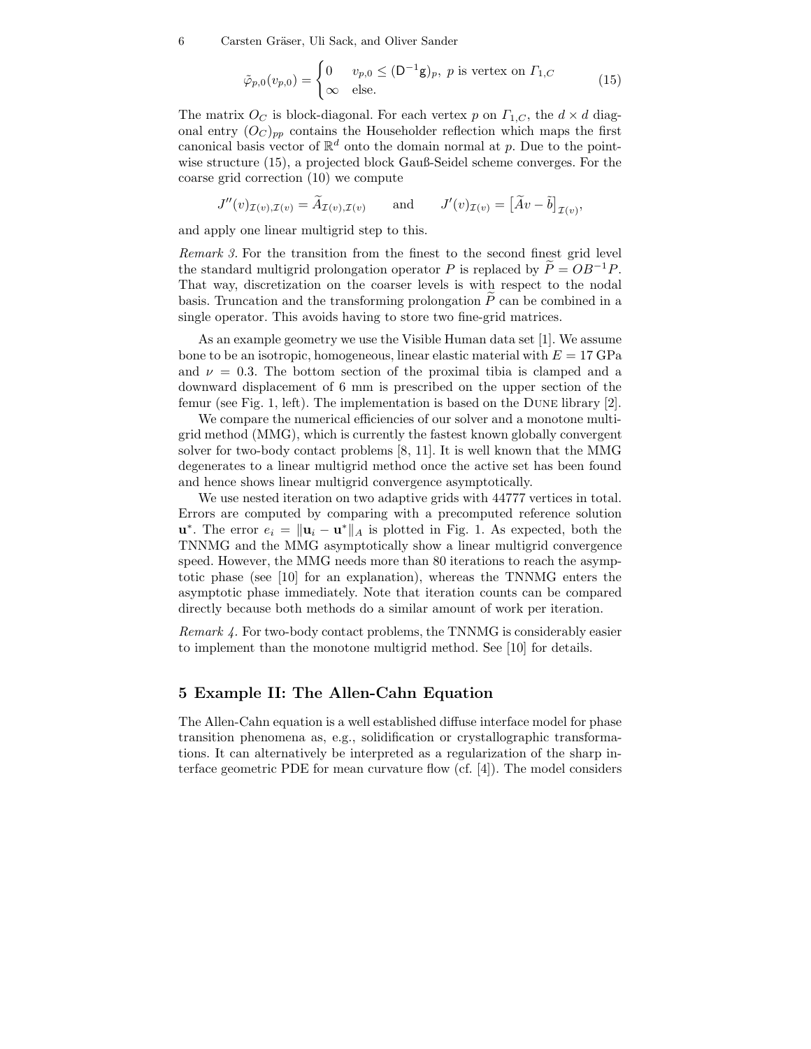$$
\tilde{\varphi}_{p,0}(v_{p,0}) = \begin{cases} 0 & v_{p,0} \leq (\mathsf{D}^{-1}\mathsf{g})_p, \; p \text{ is vertex on } \Gamma_{1,C} \\ \infty & \text{else.} \end{cases} \tag{15}
$$

The matrix $O_C$ is block-diagonal. For each vertex $p$ on $\Gamma_{1,C}$, the $d \times d$ diagonal entry $(O_C)_{pp}$ contains the Householder reflection which maps the first canonical basis vector of $\mathbb{R}^d$ onto the domain normal at $p$. Due to the pointwise structure (15), a projected block Gauß-Seidel scheme converges. For the coarse grid correction (10) we compute

$$
J''(v)_{\mathcal{I}(v),\mathcal{I}(v)} = \widetilde{A}_{\mathcal{I}(v),\mathcal{I}(v)} \qquad \text{and} \qquad J'(v)_{\mathcal{I}(v)} = \big[\widetilde{A}v - \widetilde{b}\big]_{\mathcal{I}(v)},
$$

and apply one linear multigrid step to this.

*Remark 3.* For the transition from the finest to the second finest grid level the standard multigrid prolongation operator $P$ is replaced by $\widetilde{P} = OB^{-1}P$. That way, discretization on the coarser levels is with respect to the nodal basis. Truncation and the transforming prolongation $\widetilde{P}$ can be combined in a single operator. This avoids having to store two fine-grid matrices.

As an example geometry we use the Visible Human data set [1]. We assume bone to be an isotropic, homogeneous, linear elastic material with $E = 17$ GPa and $\nu = 0.3$. The bottom section of the proximal tibia is clamped and a downward displacement of 6 mm is prescribed on the upper section of the femur (see Fig. 1, left). The implementation is based on the Dune library [2].

We compare the numerical efficiencies of our solver and a monotone multigrid method (MMG), which is currently the fastest known globally convergent solver for two-body contact problems [8, 11]. It is well known that the MMG degenerates to a linear multigrid method once the active set has been found and hence shows linear multigrid convergence asymptotically.

We use nested iteration on two adaptive grids with 44777 vertices in total. Errors are computed by comparing with a precomputed reference solution $\mathbf{u}^*$. The error $e_i = \|\mathbf{u}_i - \mathbf{u}^*\|_A$ is plotted in Fig. 1. As expected, both the TNNMG and the MMG asymptotically show a linear multigrid convergence speed. However, the MMG needs more than 80 iterations to reach the asymptotic phase (see [10] for an explanation), whereas the TNNMG enters the asymptotic phase immediately. Note that iteration counts can be compared directly because both methods do a similar amount of work per iteration.

*Remark 4.* For two-body contact problems, the TNNMG is considerably easier to implement than the monotone multigrid method. See [10] for details.

## 5 Example II: The Allen-Cahn Equation

The Allen-Cahn equation is a well established diffuse interface model for phase transition phenomena as, e.g., solidification or crystallographic transformations. It can alternatively be interpreted as a regularization of the sharp interface geometric PDE for mean curvature flow (cf. [4]). The model considers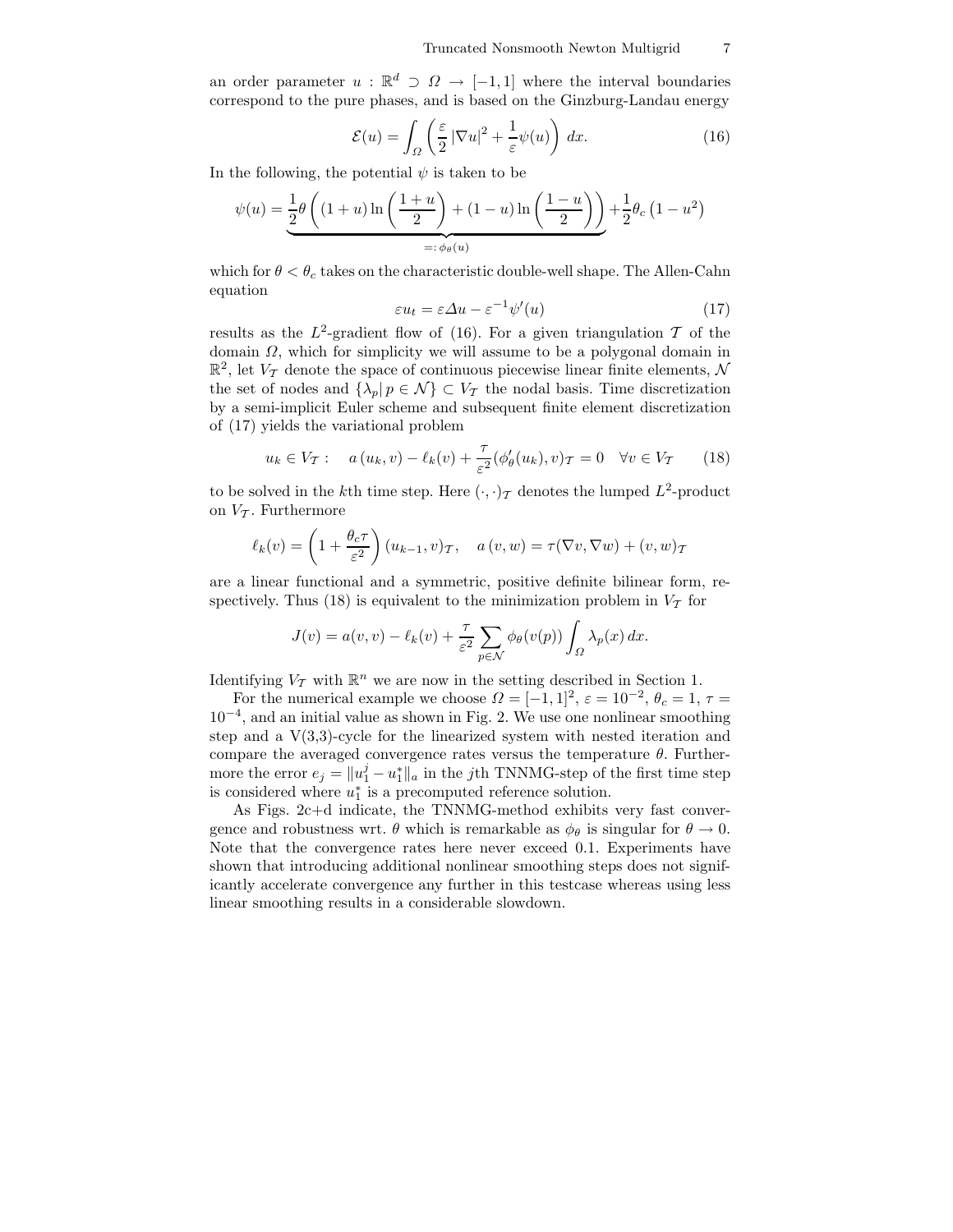an order parameter $u : \mathbb{R}^d \supset \Omega \to [-1,1]$ where the interval boundaries correspond to the pure phases, and is based on the Ginzburg-Landau energy

$$\mathcal{E}(u) = \int_\Omega \left( \frac{\varepsilon}{2} |\nabla u|^2 + \frac{1}{\varepsilon} \psi(u) \right) \, dx. \tag{16}$$

In the following, the potential $\psi$ is taken to be

$$\psi(u) = \underbrace{\frac{1}{2}\theta \left( (1+u) \ln \left( \frac{1+u}{2} \right) + (1-u) \ln \left( \frac{1-u}{2} \right) \right)}_{=: \, \phi_\theta(u)} + \frac{1}{2}\theta_c \left(1 - u^2\right)$$

which for $\theta < \theta_c$ takes on the characteristic double-well shape. The Allen-Cahn equation

$$\varepsilon u_t = \varepsilon \Delta u - \varepsilon^{-1} \psi'(u) \tag{17}$$

results as the $L^2$-gradient flow of (16). For a given triangulation $\mathcal{T}$ of the domain $\Omega$, which for simplicity we will assume to be a polygonal domain in $\mathbb{R}^2$, let $V_\mathcal{T}$ denote the space of continuous piecewise linear finite elements, $\mathcal{N}$ the set of nodes and $\{\lambda_p | \, p \in \mathcal{N}\} \subset V_\mathcal{T}$ the nodal basis. Time discretization by a semi-implicit Euler scheme and subsequent finite element discretization of (17) yields the variational problem

$$u_k \in V_\mathcal{T} : \quad a(u_k, v) - \ell_k(v) + \frac{\tau}{\varepsilon^2} (\phi_\theta'(u_k), v)_\mathcal{T} = 0 \quad \forall v \in V_\mathcal{T} \tag{18}$$

to be solved in the $k$th time step. Here $(\cdot,\cdot)_\mathcal{T}$ denotes the lumped $L^2$-product on $V_\mathcal{T}$. Furthermore

$$\ell_k(v) = \left( 1 + \frac{\theta_c \tau}{\varepsilon^2} \right) (u_{k-1}, v)_\mathcal{T}, \quad a(v, w) = \tau(\nabla v, \nabla w) + (v, w)_\mathcal{T}$$

are a linear functional and a symmetric, positive definite bilinear form, respectively. Thus (18) is equivalent to the minimization problem in $V_\mathcal{T}$ for

$$J(v) = a(v, v) - \ell_k(v) + \frac{\tau}{\varepsilon^2} \sum_{p \in \mathcal{N}} \phi_\theta(v(p)) \int_\Omega \lambda_p(x) \, dx.$$

Identifying $V_\mathcal{T}$ with $\mathbb{R}^n$ we are now in the setting described in Section 1.

For the numerical example we choose $\Omega = [-1,1]^2$, $\varepsilon = 10^{-2}$, $\theta_c = 1$, $\tau = 10^{-4}$, and an initial value as shown in Fig. 2. We use one nonlinear smoothing step and a V(3,3)-cycle for the linearized system with nested iteration and compare the averaged convergence rates versus the temperature $\theta$. Furthermore the error $e_j = \|u_1^j - u_1^*\|_a$ in the $j$th TNNMG-step of the first time step is considered where $u_1^*$ is a precomputed reference solution.

As Figs. 2c+d indicate, the TNNMG-method exhibits very fast convergence and robustness wrt. $\theta$ which is remarkable as $\phi_\theta$ is singular for $\theta \to 0$. Note that the convergence rates here never exceed 0.1. Experiments have shown that introducing additional nonlinear smoothing steps does not significantly accelerate convergence any further in this testcase whereas using less linear smoothing results in a considerable slowdown.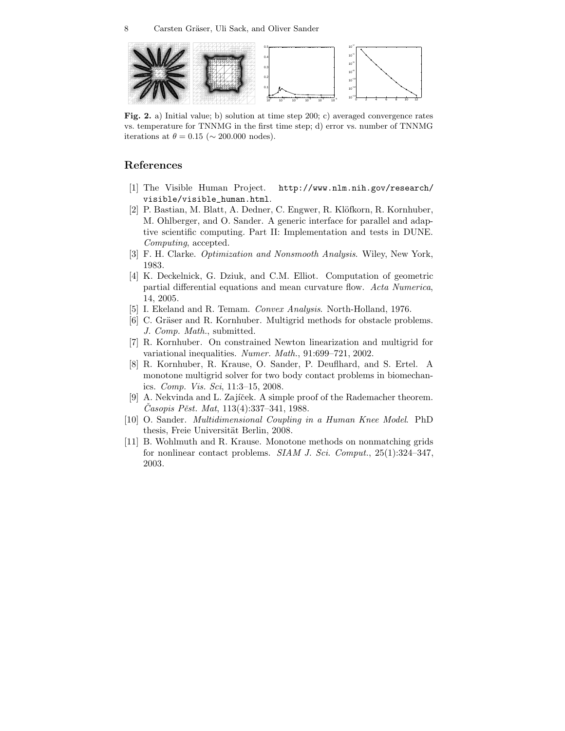**Fig. 2.** a) Initial value; b) solution at time step 200; c) averaged convergence rates vs. temperature for TNNMG in the first time step; d) error vs. number of TNNMG iterations at $\theta = 0.15$ ($\sim$ 200.000 nodes).

## References

[1] The Visible Human Project. `http://www.nlm.nih.gov/research/visible/visible_human.html`.

[2] P. Bastian, M. Blatt, A. Dedner, C. Engwer, R. Klöfkorn, R. Kornhuber, M. Ohlberger, and O. Sander. A generic interface for parallel and adaptive scientific computing. Part II: Implementation and tests in DUNE. *Computing*, accepted.

[3] F. H. Clarke. *Optimization and Nonsmooth Analysis*. Wiley, New York, 1983.

[4] K. Deckelnick, G. Dziuk, and C.M. Elliot. Computation of geometric partial differential equations and mean curvature flow. *Acta Numerica*, 14, 2005.

[5] I. Ekeland and R. Temam. *Convex Analysis*. North-Holland, 1976.

[6] C. Gräser and R. Kornhuber. Multigrid methods for obstacle problems. *J. Comp. Math.*, submitted.

[7] R. Kornhuber. On constrained Newton linearization and multigrid for variational inequalities. *Numer. Math.*, 91:699–721, 2002.

[8] R. Kornhuber, R. Krause, O. Sander, P. Deuflhard, and S. Ertel. A monotone multigrid solver for two body contact problems in biomechanics. *Comp. Vis. Sci*, 11:3–15, 2008.

[9] A. Nekvinda and L. Zajíček. A simple proof of the Rademacher theorem. *Časopis Pěst. Mat*, 113(4):337–341, 1988.

[10] O. Sander. *Multidimensional Coupling in a Human Knee Model*. PhD thesis, Freie Universität Berlin, 2008.

[11] B. Wohlmuth and R. Krause. Monotone methods on nonmatching grids for nonlinear contact problems. *SIAM J. Sci. Comput.*, 25(1):324–347, 2003.